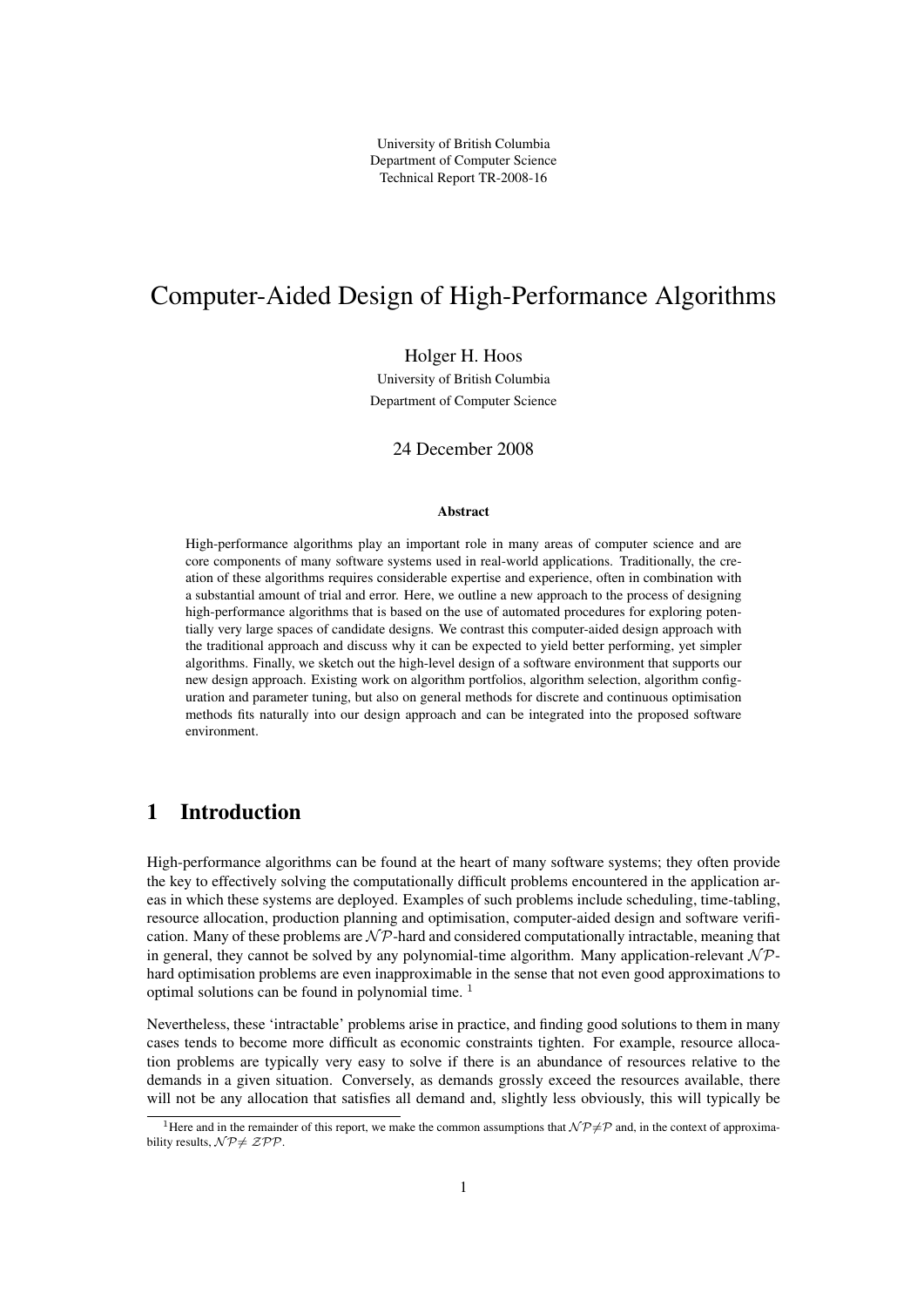University of British Columbia
Department of Computer Science
Technical Report TR-2008-16

# Computer-Aided Design of High-Performance Algorithms

Holger H. Hoos

University of British Columbia
Department of Computer Science

24 December 2008

**Abstract**

High-performance algorithms play an important role in many areas of computer science and are core components of many software systems used in real-world applications. Traditionally, the creation of these algorithms requires considerable expertise and experience, often in combination with a substantial amount of trial and error. Here, we outline a new approach to the process of designing high-performance algorithms that is based on the use of automated procedures for exploring potentially very large spaces of candidate designs. We contrast this computer-aided design approach with the traditional approach and discuss why it can be expected to yield better performing, yet simpler algorithms. Finally, we sketch out the high-level design of a software environment that supports our new design approach. Existing work on algorithm portfolios, algorithm selection, algorithm configuration and parameter tuning, but also on general methods for discrete and continuous optimisation methods fits naturally into our design approach and can be integrated into the proposed software environment.

## 1 Introduction

High-performance algorithms can be found at the heart of many software systems; they often provide the key to effectively solving the computationally difficult problems encountered in the application areas in which these systems are deployed. Examples of such problems include scheduling, time-tabling, resource allocation, production planning and optimisation, computer-aided design and software verification. Many of these problems are $\mathcal{NP}$-hard and considered computationally intractable, meaning that in general, they cannot be solved by any polynomial-time algorithm. Many application-relevant $\mathcal{NP}$-hard optimisation problems are even inapproximable in the sense that not even good approximations to optimal solutions can be found in polynomial time. [1]

Nevertheless, these 'intractable' problems arise in practice, and finding good solutions to them in many cases tends to become more difficult as economic constraints tighten. For example, resource allocation problems are typically very easy to solve if there is an abundance of resources relative to the demands in a given situation. Conversely, as demands grossly exceed the resources available, there will not be any allocation that satisfies all demand and, slightly less obviously, this will typically be

[1] Here and in the remainder of this report, we make the common assumptions that $\mathcal{NP} \neq \mathcal{P}$ and, in the context of approximability results, $\mathcal{NP} \neq \mathcal{ZPP}$.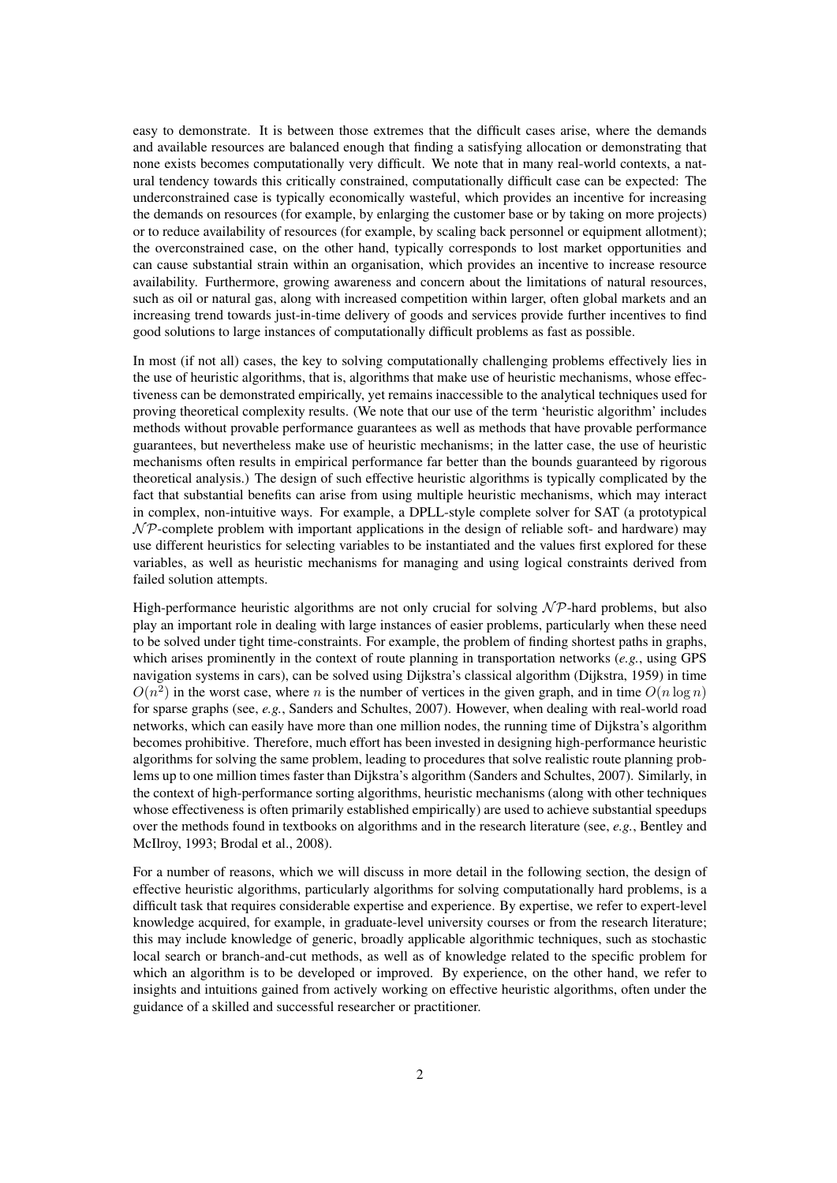easy to demonstrate. It is between those extremes that the difficult cases arise, where the demands and available resources are balanced enough that finding a satisfying allocation or demonstrating that none exists becomes computationally very difficult. We note that in many real-world contexts, a natural tendency towards this critically constrained, computationally difficult case can be expected: The underconstrained case is typically economically wasteful, which provides an incentive for increasing the demands on resources (for example, by enlarging the customer base or by taking on more projects) or to reduce availability of resources (for example, by scaling back personnel or equipment allotment); the overconstrained case, on the other hand, typically corresponds to lost market opportunities and can cause substantial strain within an organisation, which provides an incentive to increase resource availability. Furthermore, growing awareness and concern about the limitations of natural resources, such as oil or natural gas, along with increased competition within larger, often global markets and an increasing trend towards just-in-time delivery of goods and services provide further incentives to find good solutions to large instances of computationally difficult problems as fast as possible.

In most (if not all) cases, the key to solving computationally challenging problems effectively lies in the use of heuristic algorithms, that is, algorithms that make use of heuristic mechanisms, whose effectiveness can be demonstrated empirically, yet remains inaccessible to the analytical techniques used for proving theoretical complexity results. (We note that our use of the term 'heuristic algorithm' includes methods without provable performance guarantees as well as methods that have provable performance guarantees, but nevertheless make use of heuristic mechanisms; in the latter case, the use of heuristic mechanisms often results in empirical performance far better than the bounds guaranteed by rigorous theoretical analysis.) The design of such effective heuristic algorithms is typically complicated by the fact that substantial benefits can arise from using multiple heuristic mechanisms, which may interact in complex, non-intuitive ways. For example, a DPLL-style complete solver for SAT (a prototypical $\mathcal{NP}$-complete problem with important applications in the design of reliable soft- and hardware) may use different heuristics for selecting variables to be instantiated and the values first explored for these variables, as well as heuristic mechanisms for managing and using logical constraints derived from failed solution attempts.

High-performance heuristic algorithms are not only crucial for solving $\mathcal{NP}$-hard problems, but also play an important role in dealing with large instances of easier problems, particularly when these need to be solved under tight time-constraints. For example, the problem of finding shortest paths in graphs, which arises prominently in the context of route planning in transportation networks (*e.g.*, using GPS navigation systems in cars), can be solved using Dijkstra's classical algorithm (Dijkstra, 1959) in time $O(n^2)$ in the worst case, where $n$ is the number of vertices in the given graph, and in time $O(n \log n)$ for sparse graphs (see, *e.g.*, Sanders and Schultes, 2007). However, when dealing with real-world road networks, which can easily have more than one million nodes, the running time of Dijkstra's algorithm becomes prohibitive. Therefore, much effort has been invested in designing high-performance heuristic algorithms for solving the same problem, leading to procedures that solve realistic route planning problems up to one million times faster than Dijkstra's algorithm (Sanders and Schultes, 2007). Similarly, in the context of high-performance sorting algorithms, heuristic mechanisms (along with other techniques whose effectiveness is often primarily established empirically) are used to achieve substantial speedups over the methods found in textbooks on algorithms and in the research literature (see, *e.g.*, Bentley and McIlroy, 1993; Brodal et al., 2008).

For a number of reasons, which we will discuss in more detail in the following section, the design of effective heuristic algorithms, particularly algorithms for solving computationally hard problems, is a difficult task that requires considerable expertise and experience. By expertise, we refer to expert-level knowledge acquired, for example, in graduate-level university courses or from the research literature; this may include knowledge of generic, broadly applicable algorithmic techniques, such as stochastic local search or branch-and-cut methods, as well as of knowledge related to the specific problem for which an algorithm is to be developed or improved. By experience, on the other hand, we refer to insights and intuitions gained from actively working on effective heuristic algorithms, often under the guidance of a skilled and successful researcher or practitioner.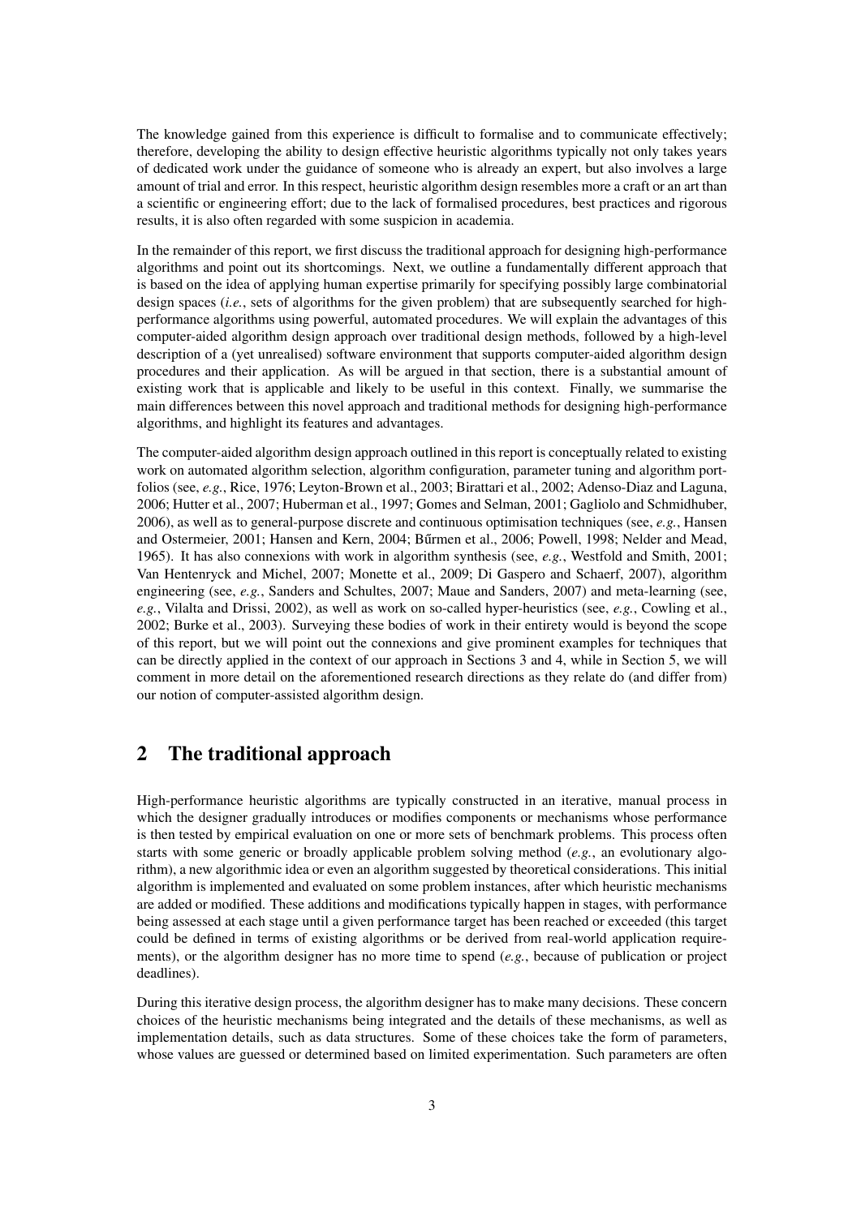The knowledge gained from this experience is difficult to formalise and to communicate effectively; therefore, developing the ability to design effective heuristic algorithms typically not only takes years of dedicated work under the guidance of someone who is already an expert, but also involves a large amount of trial and error. In this respect, heuristic algorithm design resembles more a craft or an art than a scientific or engineering effort; due to the lack of formalised procedures, best practices and rigorous results, it is also often regarded with some suspicion in academia.

In the remainder of this report, we first discuss the traditional approach for designing high-performance algorithms and point out its shortcomings. Next, we outline a fundamentally different approach that is based on the idea of applying human expertise primarily for specifying possibly large combinatorial design spaces (*i.e.*, sets of algorithms for the given problem) that are subsequently searched for high-performance algorithms using powerful, automated procedures. We will explain the advantages of this computer-aided algorithm design approach over traditional design methods, followed by a high-level description of a (yet unrealised) software environment that supports computer-aided algorithm design procedures and their application. As will be argued in that section, there is a substantial amount of existing work that is applicable and likely to be useful in this context. Finally, we summarise the main differences between this novel approach and traditional methods for designing high-performance algorithms, and highlight its features and advantages.

The computer-aided algorithm design approach outlined in this report is conceptually related to existing work on automated algorithm selection, algorithm configuration, parameter tuning and algorithm portfolios (see, *e.g.*, Rice, 1976; Leyton-Brown et al., 2003; Birattari et al., 2002; Adenso-Diaz and Laguna, 2006; Hutter et al., 2007; Huberman et al., 1997; Gomes and Selman, 2001; Gagliolo and Schmidhuber, 2006), as well as to general-purpose discrete and continuous optimisation techniques (see, *e.g.*, Hansen and Ostermeier, 2001; Hansen and Kern, 2004; Bűrmen et al., 2006; Powell, 1998; Nelder and Mead, 1965). It has also connexions with work in algorithm synthesis (see, *e.g.*, Westfold and Smith, 2001; Van Hentenryck and Michel, 2007; Monette et al., 2009; Di Gaspero and Schaerf, 2007), algorithm engineering (see, *e.g.*, Sanders and Schultes, 2007; Maue and Sanders, 2007) and meta-learning (see, *e.g.*, Vilalta and Drissi, 2002), as well as work on so-called hyper-heuristics (see, *e.g.*, Cowling et al., 2002; Burke et al., 2003). Surveying these bodies of work in their entirety would is beyond the scope of this report, but we will point out the connexions and give prominent examples for techniques that can be directly applied in the context of our approach in Sections 3 and 4, while in Section 5, we will comment in more detail on the aforementioned research directions as they relate do (and differ from) our notion of computer-assisted algorithm design.

## 2 The traditional approach

High-performance heuristic algorithms are typically constructed in an iterative, manual process in which the designer gradually introduces or modifies components or mechanisms whose performance is then tested by empirical evaluation on one or more sets of benchmark problems. This process often starts with some generic or broadly applicable problem solving method (*e.g.*, an evolutionary algorithm), a new algorithmic idea or even an algorithm suggested by theoretical considerations. This initial algorithm is implemented and evaluated on some problem instances, after which heuristic mechanisms are added or modified. These additions and modifications typically happen in stages, with performance being assessed at each stage until a given performance target has been reached or exceeded (this target could be defined in terms of existing algorithms or be derived from real-world application requirements), or the algorithm designer has no more time to spend (*e.g.*, because of publication or project deadlines).

During this iterative design process, the algorithm designer has to make many decisions. These concern choices of the heuristic mechanisms being integrated and the details of these mechanisms, as well as implementation details, such as data structures. Some of these choices take the form of parameters, whose values are guessed or determined based on limited experimentation. Such parameters are often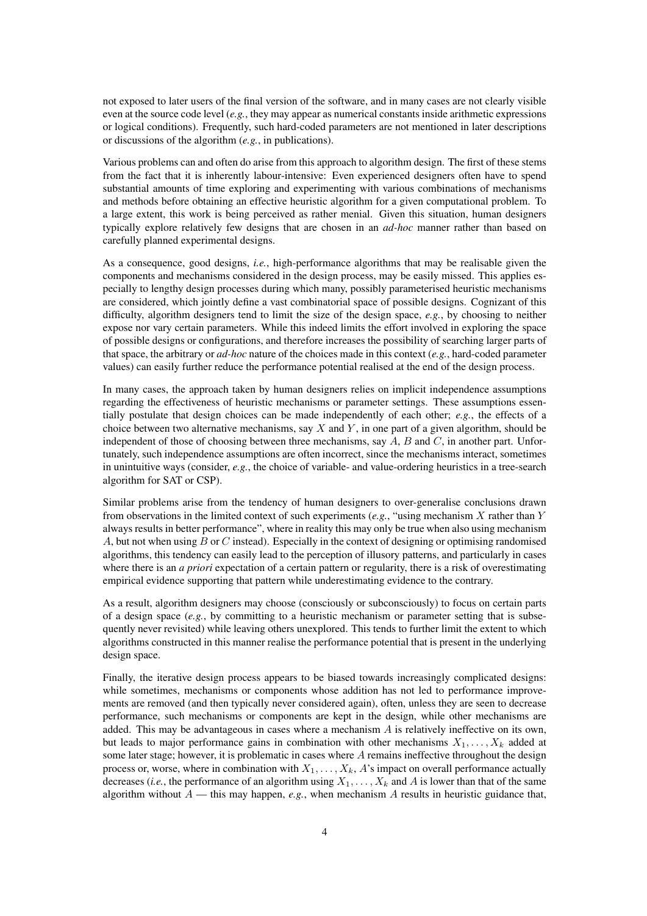not exposed to later users of the final version of the software, and in many cases are not clearly visible even at the source code level (*e.g.*, they may appear as numerical constants inside arithmetic expressions or logical conditions). Frequently, such hard-coded parameters are not mentioned in later descriptions or discussions of the algorithm (*e.g.*, in publications).

Various problems can and often do arise from this approach to algorithm design. The first of these stems from the fact that it is inherently labour-intensive: Even experienced designers often have to spend substantial amounts of time exploring and experimenting with various combinations of mechanisms and methods before obtaining an effective heuristic algorithm for a given computational problem. To a large extent, this work is being perceived as rather menial. Given this situation, human designers typically explore relatively few designs that are chosen in an *ad-hoc* manner rather than based on carefully planned experimental designs.

As a consequence, good designs, *i.e.*, high-performance algorithms that may be realisable given the components and mechanisms considered in the design process, may be easily missed. This applies especially to lengthy design processes during which many, possibly parameterised heuristic mechanisms are considered, which jointly define a vast combinatorial space of possible designs. Cognizant of this difficulty, algorithm designers tend to limit the size of the design space, *e.g.*, by choosing to neither expose nor vary certain parameters. While this indeed limits the effort involved in exploring the space of possible designs or configurations, and therefore increases the possibility of searching larger parts of that space, the arbitrary or *ad-hoc* nature of the choices made in this context (*e.g.*, hard-coded parameter values) can easily further reduce the performance potential realised at the end of the design process.

In many cases, the approach taken by human designers relies on implicit independence assumptions regarding the effectiveness of heuristic mechanisms or parameter settings. These assumptions essentially postulate that design choices can be made independently of each other; *e.g.*, the effects of a choice between two alternative mechanisms, say $X$ and $Y$, in one part of a given algorithm, should be independent of those of choosing between three mechanisms, say $A$, $B$ and $C$, in another part. Unfortunately, such independence assumptions are often incorrect, since the mechanisms interact, sometimes in unintuitive ways (consider, *e.g.*, the choice of variable- and value-ordering heuristics in a tree-search algorithm for SAT or CSP).

Similar problems arise from the tendency of human designers to over-generalise conclusions drawn from observations in the limited context of such experiments (*e.g.*, "using mechanism $X$ rather than $Y$ always results in better performance", where in reality this may only be true when also using mechanism $A$, but not when using $B$ or $C$ instead). Especially in the context of designing or optimising randomised algorithms, this tendency can easily lead to the perception of illusory patterns, and particularly in cases where there is an *a priori* expectation of a certain pattern or regularity, there is a risk of overestimating empirical evidence supporting that pattern while underestimating evidence to the contrary.

As a result, algorithm designers may choose (consciously or subconsciously) to focus on certain parts of a design space (*e.g.*, by committing to a heuristic mechanism or parameter setting that is subsequently never revisited) while leaving others unexplored. This tends to further limit the extent to which algorithms constructed in this manner realise the performance potential that is present in the underlying design space.

Finally, the iterative design process appears to be biased towards increasingly complicated designs: while sometimes, mechanisms or components whose addition has not led to performance improvements are removed (and then typically never considered again), often, unless they are seen to decrease performance, such mechanisms or components are kept in the design, while other mechanisms are added. This may be advantageous in cases where a mechanism $A$ is relatively ineffective on its own, but leads to major performance gains in combination with other mechanisms $X_1, \ldots, X_k$ added at some later stage; however, it is problematic in cases where $A$ remains ineffective throughout the design process or, worse, where in combination with $X_1, \ldots, X_k$, $A$'s impact on overall performance actually decreases (*i.e.*, the performance of an algorithm using $X_1, \ldots, X_k$ and $A$ is lower than that of the same algorithm without $A$ — this may happen, *e.g.*, when mechanism $A$ results in heuristic guidance that,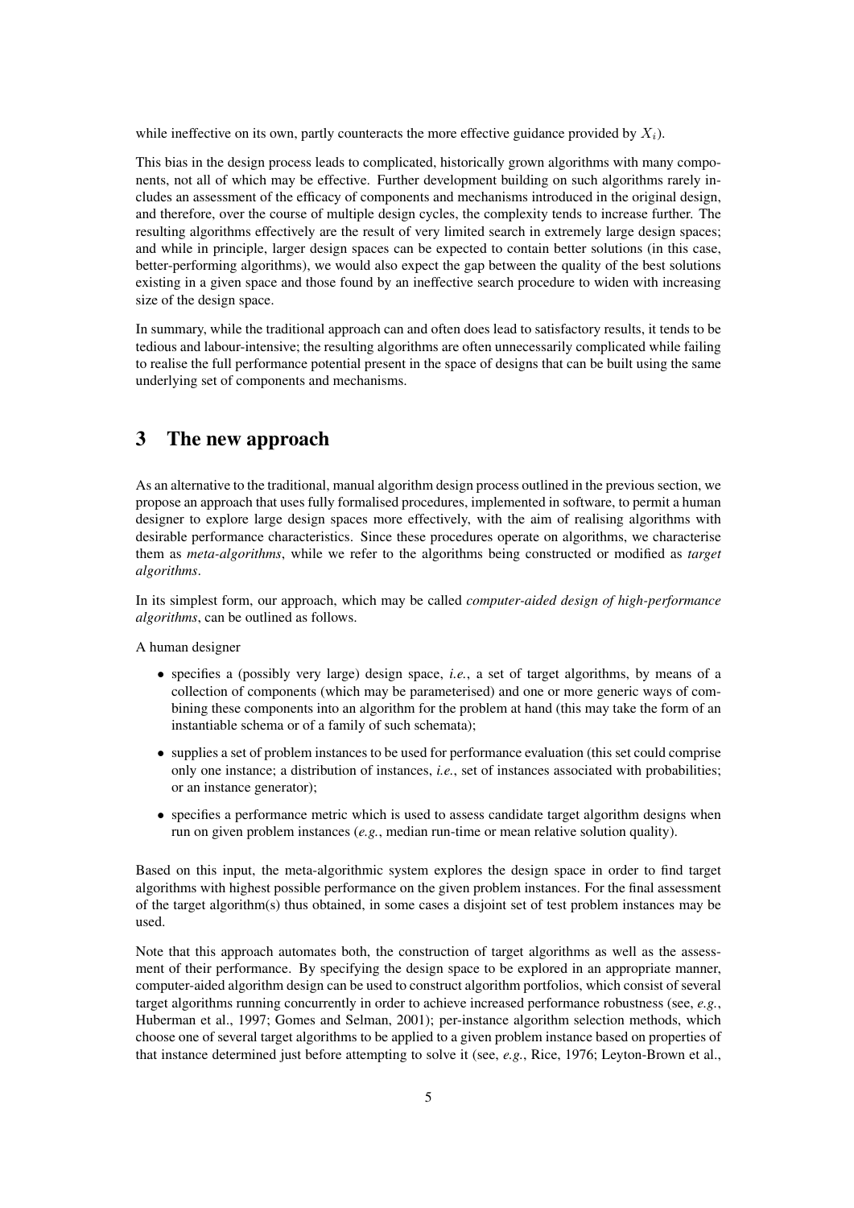while ineffective on its own, partly counteracts the more effective guidance provided by $X_i$).

This bias in the design process leads to complicated, historically grown algorithms with many components, not all of which may be effective. Further development building on such algorithms rarely includes an assessment of the efficacy of components and mechanisms introduced in the original design, and therefore, over the course of multiple design cycles, the complexity tends to increase further. The resulting algorithms effectively are the result of very limited search in extremely large design spaces; and while in principle, larger design spaces can be expected to contain better solutions (in this case, better-performing algorithms), we would also expect the gap between the quality of the best solutions existing in a given space and those found by an ineffective search procedure to widen with increasing size of the design space.

In summary, while the traditional approach can and often does lead to satisfactory results, it tends to be tedious and labour-intensive; the resulting algorithms are often unnecessarily complicated while failing to realise the full performance potential present in the space of designs that can be built using the same underlying set of components and mechanisms.

## 3 The new approach

As an alternative to the traditional, manual algorithm design process outlined in the previous section, we propose an approach that uses fully formalised procedures, implemented in software, to permit a human designer to explore large design spaces more effectively, with the aim of realising algorithms with desirable performance characteristics. Since these procedures operate on algorithms, we characterise them as *meta-algorithms*, while we refer to the algorithms being constructed or modified as *target algorithms*.

In its simplest form, our approach, which may be called *computer-aided design of high-performance algorithms*, can be outlined as follows.

A human designer

- specifies a (possibly very large) design space, *i.e.*, a set of target algorithms, by means of a collection of components (which may be parameterised) and one or more generic ways of combining these components into an algorithm for the problem at hand (this may take the form of an instantiable schema or of a family of such schemata);
- supplies a set of problem instances to be used for performance evaluation (this set could comprise only one instance; a distribution of instances, *i.e.*, set of instances associated with probabilities; or an instance generator);
- specifies a performance metric which is used to assess candidate target algorithm designs when run on given problem instances (*e.g.*, median run-time or mean relative solution quality).

Based on this input, the meta-algorithmic system explores the design space in order to find target algorithms with highest possible performance on the given problem instances. For the final assessment of the target algorithm(s) thus obtained, in some cases a disjoint set of test problem instances may be used.

Note that this approach automates both, the construction of target algorithms as well as the assessment of their performance. By specifying the design space to be explored in an appropriate manner, computer-aided algorithm design can be used to construct algorithm portfolios, which consist of several target algorithms running concurrently in order to achieve increased performance robustness (see, *e.g.*, Huberman et al., 1997; Gomes and Selman, 2001); per-instance algorithm selection methods, which choose one of several target algorithms to be applied to a given problem instance based on properties of that instance determined just before attempting to solve it (see, *e.g.*, Rice, 1976; Leyton-Brown et al.,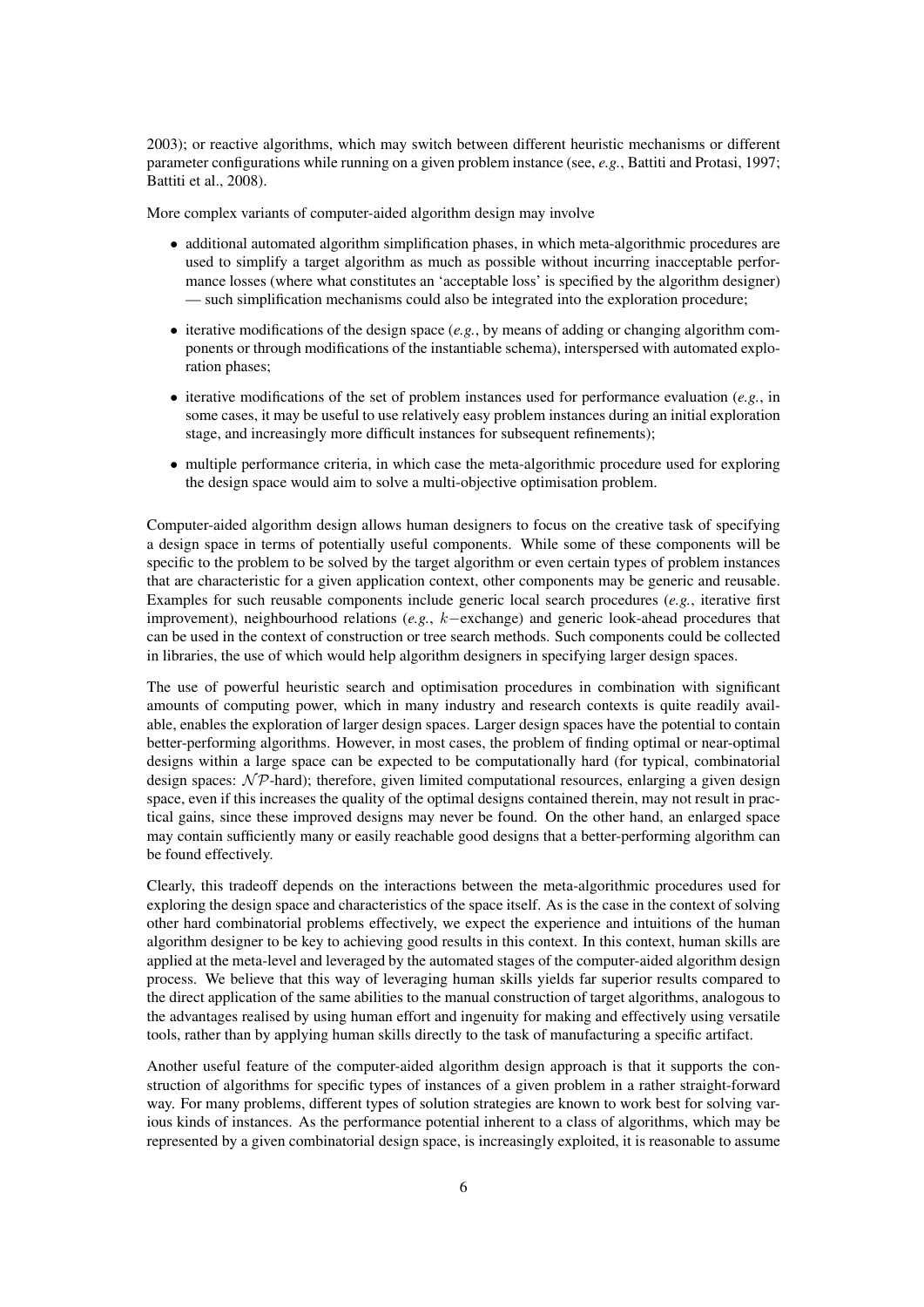2003); or reactive algorithms, which may switch between different heuristic mechanisms or different parameter configurations while running on a given problem instance (see, *e.g.*, Battiti and Protasi, 1997; Battiti et al., 2008).

More complex variants of computer-aided algorithm design may involve

- additional automated algorithm simplification phases, in which meta-algorithmic procedures are used to simplify a target algorithm as much as possible without incurring inacceptable performance losses (where what constitutes an 'acceptable loss' is specified by the algorithm designer) — such simplification mechanisms could also be integrated into the exploration procedure;
- iterative modifications of the design space (*e.g.*, by means of adding or changing algorithm components or through modifications of the instantiable schema), interspersed with automated exploration phases;
- iterative modifications of the set of problem instances used for performance evaluation (*e.g.*, in some cases, it may be useful to use relatively easy problem instances during an initial exploration stage, and increasingly more difficult instances for subsequent refinements);
- multiple performance criteria, in which case the meta-algorithmic procedure used for exploring the design space would aim to solve a multi-objective optimisation problem.

Computer-aided algorithm design allows human designers to focus on the creative task of specifying a design space in terms of potentially useful components. While some of these components will be specific to the problem to be solved by the target algorithm or even certain types of problem instances that are characteristic for a given application context, other components may be generic and reusable. Examples for such reusable components include generic local search procedures (*e.g.*, iterative first improvement), neighbourhood relations (*e.g.*, $k-$exchange) and generic look-ahead procedures that can be used in the context of construction or tree search methods. Such components could be collected in libraries, the use of which would help algorithm designers in specifying larger design spaces.

The use of powerful heuristic search and optimisation procedures in combination with significant amounts of computing power, which in many industry and research contexts is quite readily available, enables the exploration of larger design spaces. Larger design spaces have the potential to contain better-performing algorithms. However, in most cases, the problem of finding optimal or near-optimal designs within a large space can be expected to be computationally hard (for typical, combinatorial design spaces: $\mathcal{NP}$-hard); therefore, given limited computational resources, enlarging a given design space, even if this increases the quality of the optimal designs contained therein, may not result in practical gains, since these improved designs may never be found. On the other hand, an enlarged space may contain sufficiently many or easily reachable good designs that a better-performing algorithm can be found effectively.

Clearly, this tradeoff depends on the interactions between the meta-algorithmic procedures used for exploring the design space and characteristics of the space itself. As is the case in the context of solving other hard combinatorial problems effectively, we expect the experience and intuitions of the human algorithm designer to be key to achieving good results in this context. In this context, human skills are applied at the meta-level and leveraged by the automated stages of the computer-aided algorithm design process. We believe that this way of leveraging human skills yields far superior results compared to the direct application of the same abilities to the manual construction of target algorithms, analogous to the advantages realised by using human effort and ingenuity for making and effectively using versatile tools, rather than by applying human skills directly to the task of manufacturing a specific artifact.

Another useful feature of the computer-aided algorithm design approach is that it supports the construction of algorithms for specific types of instances of a given problem in a rather straight-forward way. For many problems, different types of solution strategies are known to work best for solving various kinds of instances. As the performance potential inherent to a class of algorithms, which may be represented by a given combinatorial design space, is increasingly exploited, it is reasonable to assume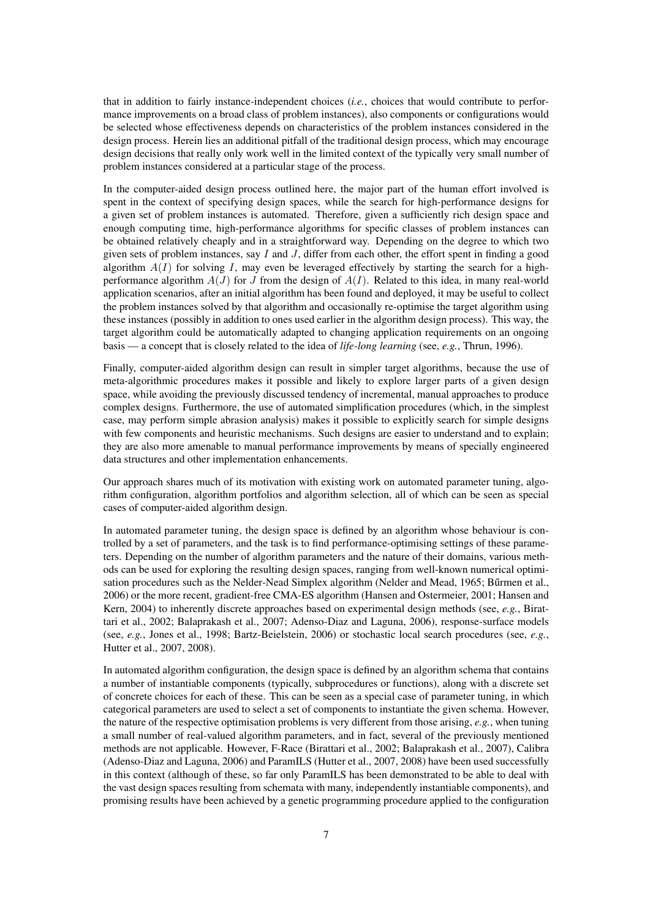that in addition to fairly instance-independent choices (*i.e.*, choices that would contribute to performance improvements on a broad class of problem instances), also components or configurations would be selected whose effectiveness depends on characteristics of the problem instances considered in the design process. Herein lies an additional pitfall of the traditional design process, which may encourage design decisions that really only work well in the limited context of the typically very small number of problem instances considered at a particular stage of the process.

In the computer-aided design process outlined here, the major part of the human effort involved is spent in the context of specifying design spaces, while the search for high-performance designs for a given set of problem instances is automated. Therefore, given a sufficiently rich design space and enough computing time, high-performance algorithms for specific classes of problem instances can be obtained relatively cheaply and in a straightforward way. Depending on the degree to which two given sets of problem instances, say $I$ and $J$, differ from each other, the effort spent in finding a good algorithm $A(I)$ for solving $I$, may even be leveraged effectively by starting the search for a high-performance algorithm $A(J)$ for $J$ from the design of $A(I)$. Related to this idea, in many real-world application scenarios, after an initial algorithm has been found and deployed, it may be useful to collect the problem instances solved by that algorithm and occasionally re-optimise the target algorithm using these instances (possibly in addition to ones used earlier in the algorithm design process). This way, the target algorithm could be automatically adapted to changing application requirements on an ongoing basis — a concept that is closely related to the idea of *life-long learning* (see, *e.g.*, Thrun, 1996).

Finally, computer-aided algorithm design can result in simpler target algorithms, because the use of meta-algorithmic procedures makes it possible and likely to explore larger parts of a given design space, while avoiding the previously discussed tendency of incremental, manual approaches to produce complex designs. Furthermore, the use of automated simplification procedures (which, in the simplest case, may perform simple abrasion analysis) makes it possible to explicitly search for simple designs with few components and heuristic mechanisms. Such designs are easier to understand and to explain; they are also more amenable to manual performance improvements by means of specially engineered data structures and other implementation enhancements.

Our approach shares much of its motivation with existing work on automated parameter tuning, algorithm configuration, algorithm portfolios and algorithm selection, all of which can be seen as special cases of computer-aided algorithm design.

In automated parameter tuning, the design space is defined by an algorithm whose behaviour is controlled by a set of parameters, and the task is to find performance-optimising settings of these parameters. Depending on the number of algorithm parameters and the nature of their domains, various methods can be used for exploring the resulting design spaces, ranging from well-known numerical optimisation procedures such as the Nelder-Nead Simplex algorithm (Nelder and Mead, 1965; Bűrmen et al., 2006) or the more recent, gradient-free CMA-ES algorithm (Hansen and Ostermeier, 2001; Hansen and Kern, 2004) to inherently discrete approaches based on experimental design methods (see, *e.g.*, Birattari et al., 2002; Balaprakash et al., 2007; Adenso-Diaz and Laguna, 2006), response-surface models (see, *e.g.*, Jones et al., 1998; Bartz-Beielstein, 2006) or stochastic local search procedures (see, *e.g.*, Hutter et al., 2007, 2008).

In automated algorithm configuration, the design space is defined by an algorithm schema that contains a number of instantiable components (typically, subprocedures or functions), along with a discrete set of concrete choices for each of these. This can be seen as a special case of parameter tuning, in which categorical parameters are used to select a set of components to instantiate the given schema. However, the nature of the respective optimisation problems is very different from those arising, *e.g.*, when tuning a small number of real-valued algorithm parameters, and in fact, several of the previously mentioned methods are not applicable. However, F-Race (Birattari et al., 2002; Balaprakash et al., 2007), Calibra (Adenso-Diaz and Laguna, 2006) and ParamILS (Hutter et al., 2007, 2008) have been used successfully in this context (although of these, so far only ParamILS has been demonstrated to be able to deal with the vast design spaces resulting from schemata with many, independently instantiable components), and promising results have been achieved by a genetic programming procedure applied to the configuration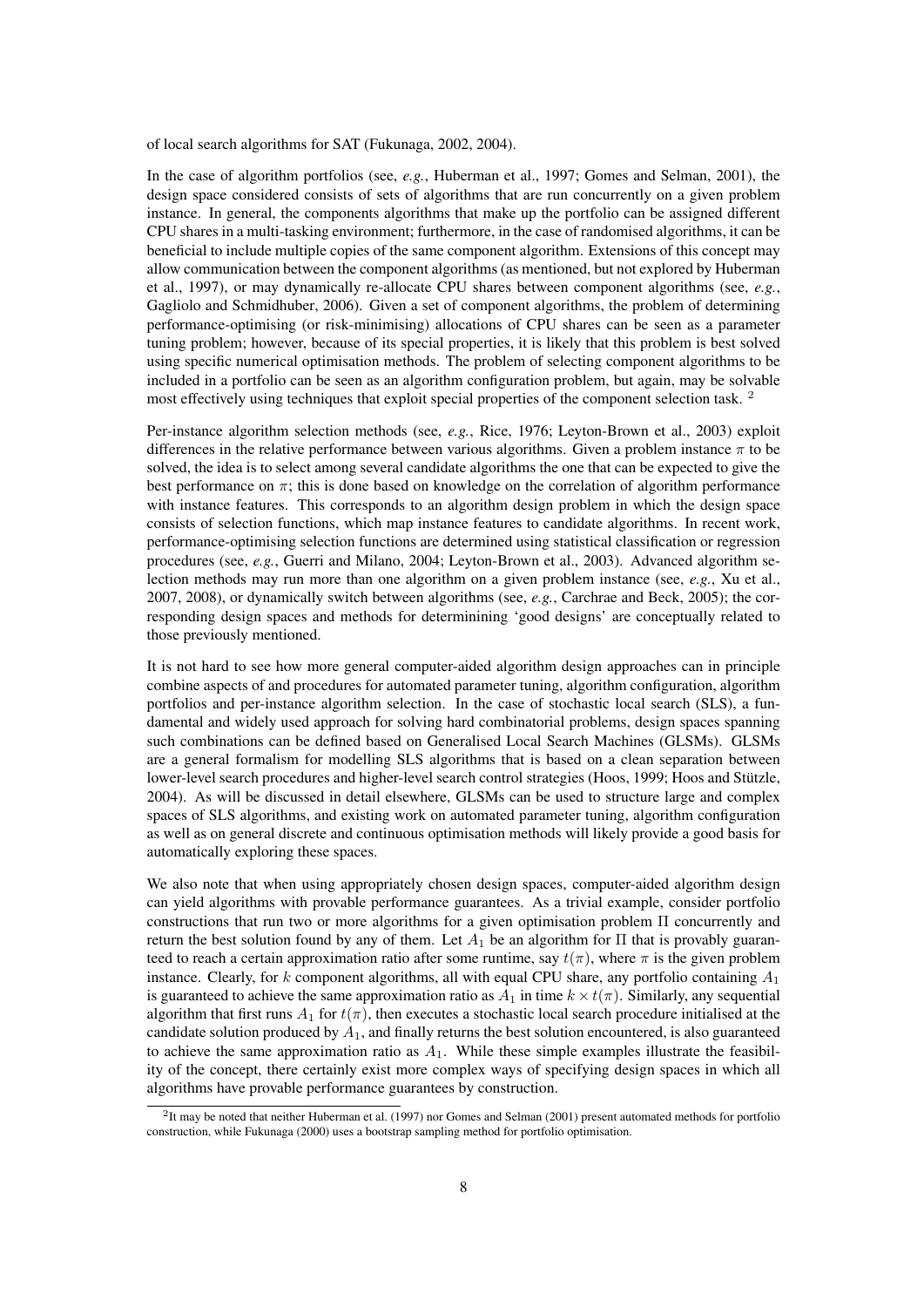of local search algorithms for SAT (Fukunaga, 2002, 2004).

In the case of algorithm portfolios (see, *e.g.*, Huberman et al., 1997; Gomes and Selman, 2001), the design space considered consists of sets of algorithms that are run concurrently on a given problem instance. In general, the components algorithms that make up the portfolio can be assigned different CPU shares in a multi-tasking environment; furthermore, in the case of randomised algorithms, it can be beneficial to include multiple copies of the same component algorithm. Extensions of this concept may allow communication between the component algorithms (as mentioned, but not explored by Huberman et al., 1997), or may dynamically re-allocate CPU shares between component algorithms (see, *e.g.*, Gagliolo and Schmidhuber, 2006). Given a set of component algorithms, the problem of determining performance-optimising (or risk-minimising) allocations of CPU shares can be seen as a parameter tuning problem; however, because of its special properties, it is likely that this problem is best solved using specific numerical optimisation methods. The problem of selecting component algorithms to be included in a portfolio can be seen as an algorithm configuration problem, but again, may be solvable most effectively using techniques that exploit special properties of the component selection task. [2]

Per-instance algorithm selection methods (see, *e.g.*, Rice, 1976; Leyton-Brown et al., 2003) exploit differences in the relative performance between various algorithms. Given a problem instance $\pi$ to be solved, the idea is to select among several candidate algorithms the one that can be expected to give the best performance on $\pi$; this is done based on knowledge on the correlation of algorithm performance with instance features. This corresponds to an algorithm design problem in which the design space consists of selection functions, which map instance features to candidate algorithms. In recent work, performance-optimising selection functions are determined using statistical classification or regression procedures (see, *e.g.*, Guerri and Milano, 2004; Leyton-Brown et al., 2003). Advanced algorithm selection methods may run more than one algorithm on a given problem instance (see, *e.g.*, Xu et al., 2007, 2008), or dynamically switch between algorithms (see, *e.g.*, Carchrae and Beck, 2005); the corresponding design spaces and methods for determinining 'good designs' are conceptually related to those previously mentioned.

It is not hard to see how more general computer-aided algorithm design approaches can in principle combine aspects of and procedures for automated parameter tuning, algorithm configuration, algorithm portfolios and per-instance algorithm selection. In the case of stochastic local search (SLS), a fundamental and widely used approach for solving hard combinatorial problems, design spaces spanning such combinations can be defined based on Generalised Local Search Machines (GLSMs). GLSMs are a general formalism for modelling SLS algorithms that is based on a clean separation between lower-level search procedures and higher-level search control strategies (Hoos, 1999; Hoos and Stützle, 2004). As will be discussed in detail elsewhere, GLSMs can be used to structure large and complex spaces of SLS algorithms, and existing work on automated parameter tuning, algorithm configuration as well as on general discrete and continuous optimisation methods will likely provide a good basis for automatically exploring these spaces.

We also note that when using appropriately chosen design spaces, computer-aided algorithm design can yield algorithms with provable performance guarantees. As a trivial example, consider portfolio constructions that run two or more algorithms for a given optimisation problem $\Pi$ concurrently and return the best solution found by any of them. Let $A_1$ be an algorithm for $\Pi$ that is provably guaranteed to reach a certain approximation ratio after some runtime, say $t(\pi)$, where $\pi$ is the given problem instance. Clearly, for $k$ component algorithms, all with equal CPU share, any portfolio containing $A_1$ is guaranteed to achieve the same approximation ratio as $A_1$ in time $k \times t(\pi)$. Similarly, any sequential algorithm that first runs $A_1$ for $t(\pi)$, then executes a stochastic local search procedure initialised at the candidate solution produced by $A_1$, and finally returns the best solution encountered, is also guaranteed to achieve the same approximation ratio as $A_1$. While these simple examples illustrate the feasibility of the concept, there certainly exist more complex ways of specifying design spaces in which all algorithms have provable performance guarantees by construction.

[2] It may be noted that neither Huberman et al. (1997) nor Gomes and Selman (2001) present automated methods for portfolio construction, while Fukunaga (2000) uses a bootstrap sampling method for portfolio optimisation.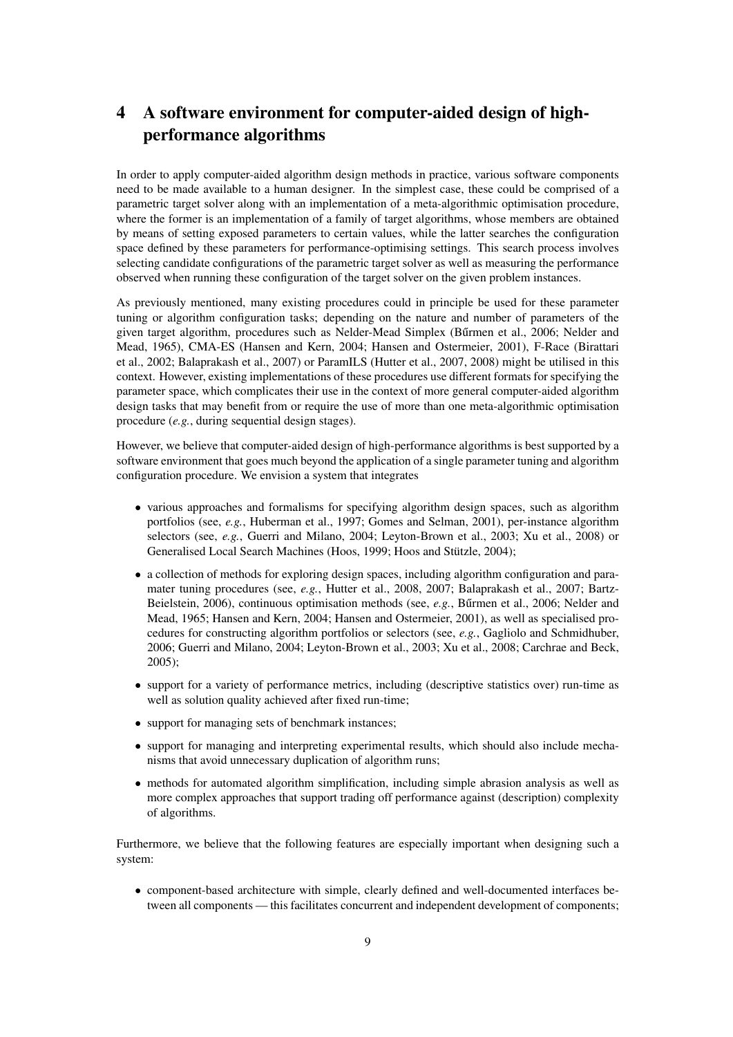## 4 A software environment for computer-aided design of high-performance algorithms

In order to apply computer-aided algorithm design methods in practice, various software components need to be made available to a human designer. In the simplest case, these could be comprised of a parametric target solver along with an implementation of a meta-algorithmic optimisation procedure, where the former is an implementation of a family of target algorithms, whose members are obtained by means of setting exposed parameters to certain values, while the latter searches the configuration space defined by these parameters for performance-optimising settings. This search process involves selecting candidate configurations of the parametric target solver as well as measuring the performance observed when running these configuration of the target solver on the given problem instances.

As previously mentioned, many existing procedures could in principle be used for these parameter tuning or algorithm configuration tasks; depending on the nature and number of parameters of the given target algorithm, procedures such as Nelder-Mead Simplex (Bűrmen et al., 2006; Nelder and Mead, 1965), CMA-ES (Hansen and Kern, 2004; Hansen and Ostermeier, 2001), F-Race (Birattari et al., 2002; Balaprakash et al., 2007) or ParamILS (Hutter et al., 2007, 2008) might be utilised in this context. However, existing implementations of these procedures use different formats for specifying the parameter space, which complicates their use in the context of more general computer-aided algorithm design tasks that may benefit from or require the use of more than one meta-algorithmic optimisation procedure (*e.g.*, during sequential design stages).

However, we believe that computer-aided design of high-performance algorithms is best supported by a software environment that goes much beyond the application of a single parameter tuning and algorithm configuration procedure. We envision a system that integrates

- various approaches and formalisms for specifying algorithm design spaces, such as algorithm portfolios (see, *e.g.*, Huberman et al., 1997; Gomes and Selman, 2001), per-instance algorithm selectors (see, *e.g.*, Guerri and Milano, 2004; Leyton-Brown et al., 2003; Xu et al., 2008) or Generalised Local Search Machines (Hoos, 1999; Hoos and Stützle, 2004);
- a collection of methods for exploring design spaces, including algorithm configuration and paramater tuning procedures (see, *e.g.*, Hutter et al., 2008, 2007; Balaprakash et al., 2007; Bartz-Beielstein, 2006), continuous optimisation methods (see, *e.g.*, Bűrmen et al., 2006; Nelder and Mead, 1965; Hansen and Kern, 2004; Hansen and Ostermeier, 2001), as well as specialised procedures for constructing algorithm portfolios or selectors (see, *e.g.*, Gagliolo and Schmidhuber, 2006; Guerri and Milano, 2004; Leyton-Brown et al., 2003; Xu et al., 2008; Carchrae and Beck, 2005);
- support for a variety of performance metrics, including (descriptive statistics over) run-time as well as solution quality achieved after fixed run-time;
- support for managing sets of benchmark instances;
- support for managing and interpreting experimental results, which should also include mechanisms that avoid unnecessary duplication of algorithm runs;
- methods for automated algorithm simplification, including simple abrasion analysis as well as more complex approaches that support trading off performance against (description) complexity of algorithms.

Furthermore, we believe that the following features are especially important when designing such a system:

- component-based architecture with simple, clearly defined and well-documented interfaces between all components — this facilitates concurrent and independent development of components;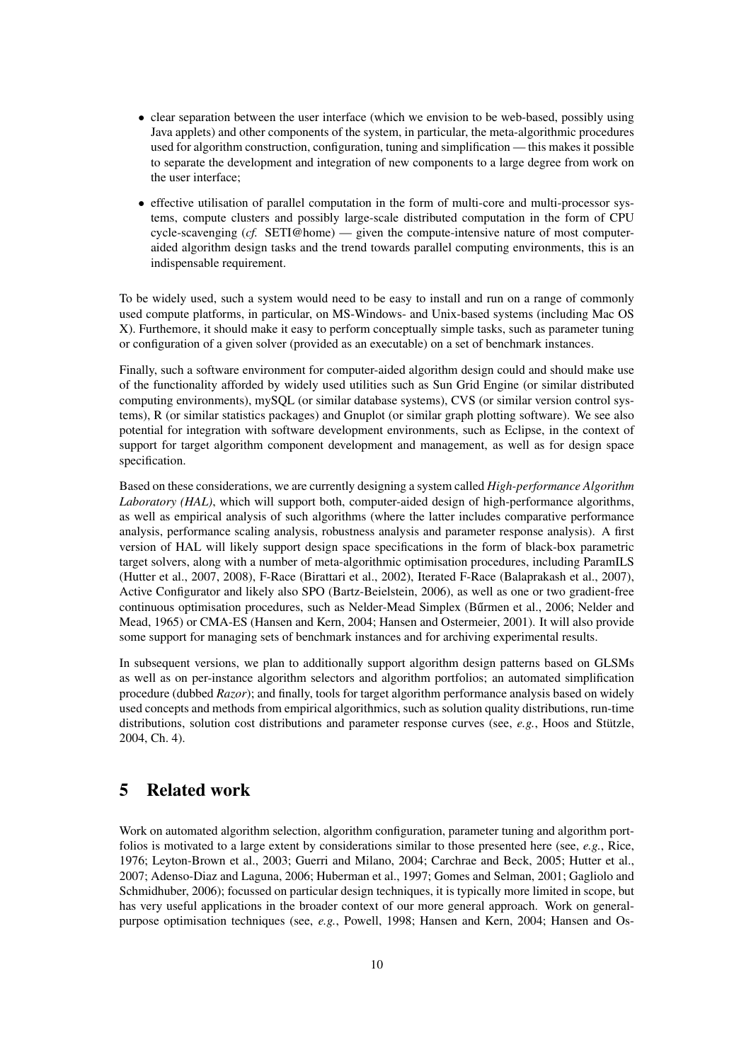- clear separation between the user interface (which we envision to be web-based, possibly using Java applets) and other components of the system, in particular, the meta-algorithmic procedures used for algorithm construction, configuration, tuning and simplification — this makes it possible to separate the development and integration of new components to a large degree from work on the user interface;
- effective utilisation of parallel computation in the form of multi-core and multi-processor systems, compute clusters and possibly large-scale distributed computation in the form of CPU cycle-scavenging (*cf.* SETI@home) — given the compute-intensive nature of most computer-aided algorithm design tasks and the trend towards parallel computing environments, this is an indispensable requirement.

To be widely used, such a system would need to be easy to install and run on a range of commonly used compute platforms, in particular, on MS-Windows- and Unix-based systems (including Mac OS X). Furthermore, it should make it easy to perform conceptually simple tasks, such as parameter tuning or configuration of a given solver (provided as an executable) on a set of benchmark instances.

Finally, such a software environment for computer-aided algorithm design could and should make use of the functionality afforded by widely used utilities such as Sun Grid Engine (or similar distributed computing environments), mySQL (or similar database systems), CVS (or similar version control systems), R (or similar statistics packages) and Gnuplot (or similar graph plotting software). We see also potential for integration with software development environments, such as Eclipse, in the context of support for target algorithm component development and management, as well as for design space specification.

Based on these considerations, we are currently designing a system called *High-performance Algorithm Laboratory (HAL)*, which will support both, computer-aided design of high-performance algorithms, as well as empirical analysis of such algorithms (where the latter includes comparative performance analysis, performance scaling analysis, robustness analysis and parameter response analysis). A first version of HAL will likely support design space specifications in the form of black-box parametric target solvers, along with a number of meta-algorithmic optimisation procedures, including ParamILS (Hutter et al., 2007, 2008), F-Race (Birattari et al., 2002), Iterated F-Race (Balaprakash et al., 2007), Active Configurator and likely also SPO (Bartz-Beielstein, 2006), as well as one or two gradient-free continuous optimisation procedures, such as Nelder-Mead Simplex (Bűrmen et al., 2006; Nelder and Mead, 1965) or CMA-ES (Hansen and Kern, 2004; Hansen and Ostermeier, 2001). It will also provide some support for managing sets of benchmark instances and for archiving experimental results.

In subsequent versions, we plan to additionally support algorithm design patterns based on GLSMs as well as on per-instance algorithm selectors and algorithm portfolios; an automated simplification procedure (dubbed *Razor*); and finally, tools for target algorithm performance analysis based on widely used concepts and methods from empirical algorithmics, such as solution quality distributions, run-time distributions, solution cost distributions and parameter response curves (see, *e.g.*, Hoos and Stützle, 2004, Ch. 4).

# 5 Related work

Work on automated algorithm selection, algorithm configuration, parameter tuning and algorithm portfolios is motivated to a large extent by considerations similar to those presented here (see, *e.g.*, Rice, 1976; Leyton-Brown et al., 2003; Guerri and Milano, 2004; Carchrae and Beck, 2005; Hutter et al., 2007; Adenso-Diaz and Laguna, 2006; Huberman et al., 1997; Gomes and Selman, 2001; Gagliolo and Schmidhuber, 2006); focussed on particular design techniques, it is typically more limited in scope, but has very useful applications in the broader context of our more general approach. Work on general-purpose optimisation techniques (see, *e.g.*, Powell, 1998; Hansen and Kern, 2004; Hansen and Os-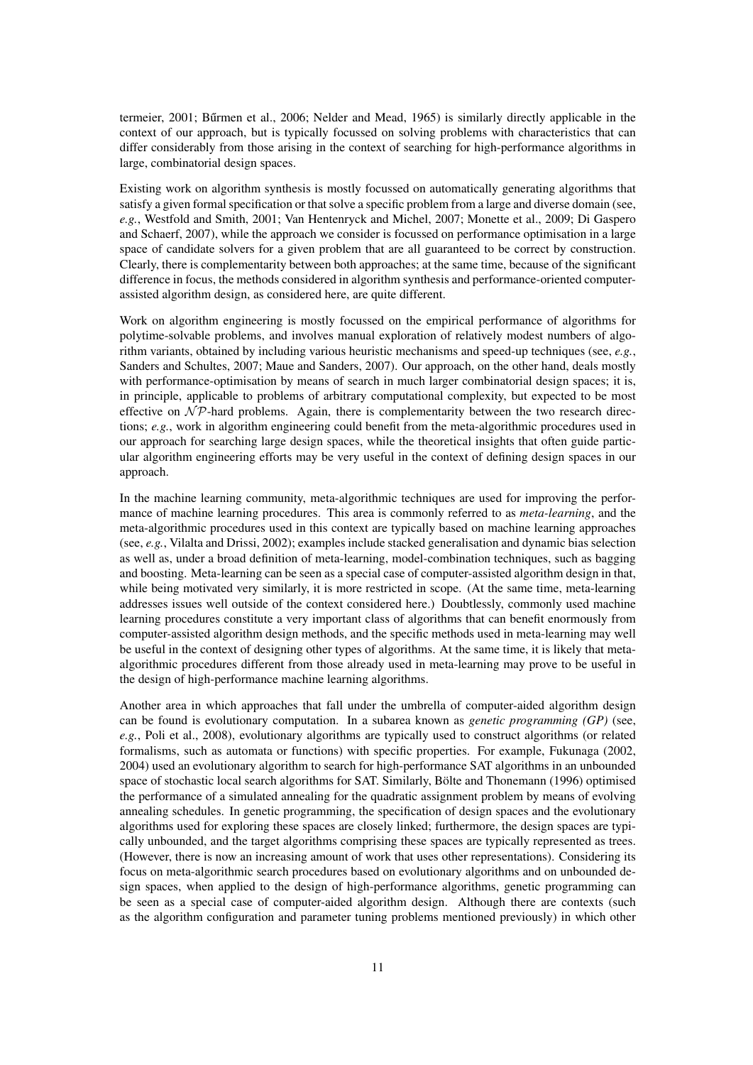termeier, 2001; Bűrmen et al., 2006; Nelder and Mead, 1965) is similarly directly applicable in the context of our approach, but is typically focussed on solving problems with characteristics that can differ considerably from those arising in the context of searching for high-performance algorithms in large, combinatorial design spaces.

Existing work on algorithm synthesis is mostly focussed on automatically generating algorithms that satisfy a given formal specification or that solve a specific problem from a large and diverse domain (see, *e.g.*, Westfold and Smith, 2001; Van Hentenryck and Michel, 2007; Monette et al., 2009; Di Gaspero and Schaerf, 2007), while the approach we consider is focussed on performance optimisation in a large space of candidate solvers for a given problem that are all guaranteed to be correct by construction. Clearly, there is complementarity between both approaches; at the same time, because of the significant difference in focus, the methods considered in algorithm synthesis and performance-oriented computer-assisted algorithm design, as considered here, are quite different.

Work on algorithm engineering is mostly focussed on the empirical performance of algorithms for polytime-solvable problems, and involves manual exploration of relatively modest numbers of algorithm variants, obtained by including various heuristic mechanisms and speed-up techniques (see, *e.g.*, Sanders and Schultes, 2007; Maue and Sanders, 2007). Our approach, on the other hand, deals mostly with performance-optimisation by means of search in much larger combinatorial design spaces; it is, in principle, applicable to problems of arbitrary computational complexity, but expected to be most effective on $\mathcal{NP}$-hard problems. Again, there is complementarity between the two research directions; *e.g.*, work in algorithm engineering could benefit from the meta-algorithmic procedures used in our approach for searching large design spaces, while the theoretical insights that often guide particular algorithm engineering efforts may be very useful in the context of defining design spaces in our approach.

In the machine learning community, meta-algorithmic techniques are used for improving the performance of machine learning procedures. This area is commonly referred to as *meta-learning*, and the meta-algorithmic procedures used in this context are typically based on machine learning approaches (see, *e.g.*, Vilalta and Drissi, 2002); examples include stacked generalisation and dynamic bias selection as well as, under a broad definition of meta-learning, model-combination techniques, such as bagging and boosting. Meta-learning can be seen as a special case of computer-assisted algorithm design in that, while being motivated very similarly, it is more restricted in scope. (At the same time, meta-learning addresses issues well outside of the context considered here.) Doubtlessly, commonly used machine learning procedures constitute a very important class of algorithms that can benefit enormously from computer-assisted algorithm design methods, and the specific methods used in meta-learning may well be useful in the context of designing other types of algorithms. At the same time, it is likely that meta-algorithmic procedures different from those already used in meta-learning may prove to be useful in the design of high-performance machine learning algorithms.

Another area in which approaches that fall under the umbrella of computer-aided algorithm design can be found is evolutionary computation. In a subarea known as *genetic programming (GP)* (see, *e.g.*, Poli et al., 2008), evolutionary algorithms are typically used to construct algorithms (or related formalisms, such as automata or functions) with specific properties. For example, Fukunaga (2002, 2004) used an evolutionary algorithm to search for high-performance SAT algorithms in an unbounded space of stochastic local search algorithms for SAT. Similarly, Bölte and Thonemann (1996) optimised the performance of a simulated annealing for the quadratic assignment problem by means of evolving annealing schedules. In genetic programming, the specification of design spaces and the evolutionary algorithms used for exploring these spaces are closely linked; furthermore, the design spaces are typically unbounded, and the target algorithms comprising these spaces are typically represented as trees. (However, there is now an increasing amount of work that uses other representations). Considering its focus on meta-algorithmic search procedures based on evolutionary algorithms and on unbounded design spaces, when applied to the design of high-performance algorithms, genetic programming can be seen as a special case of computer-aided algorithm design. Although there are contexts (such as the algorithm configuration and parameter tuning problems mentioned previously) in which other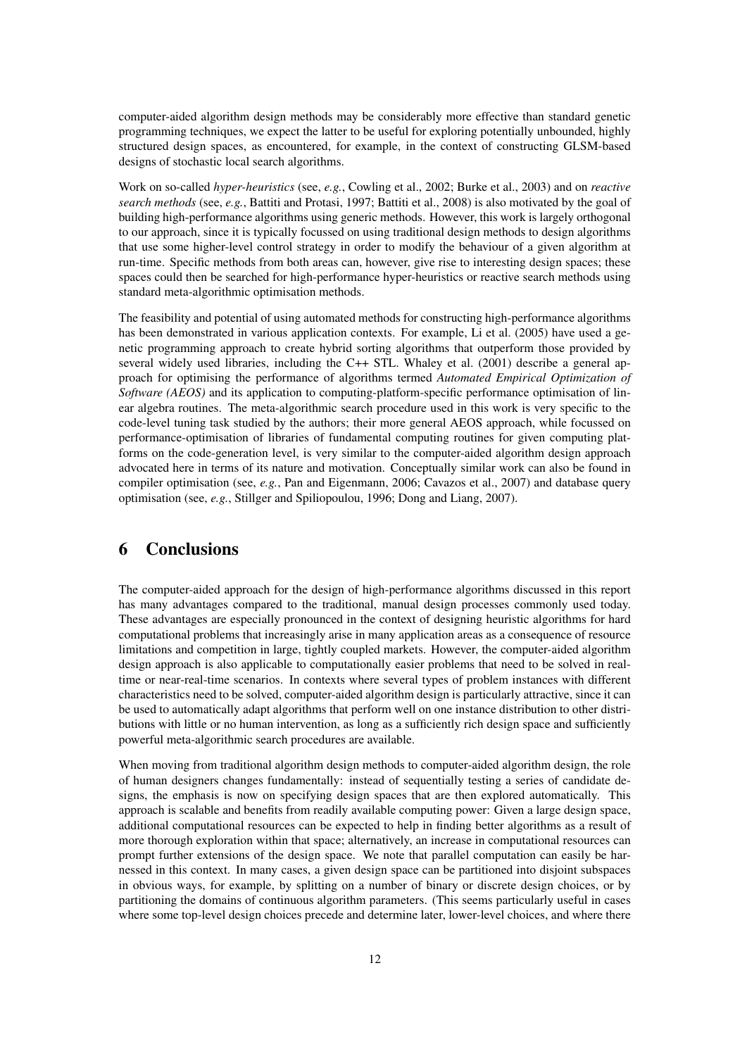computer-aided algorithm design methods may be considerably more effective than standard genetic programming techniques, we expect the latter to be useful for exploring potentially unbounded, highly structured design spaces, as encountered, for example, in the context of constructing GLSM-based designs of stochastic local search algorithms.

Work on so-called *hyper-heuristics* (see, *e.g.*, Cowling et al., 2002; Burke et al., 2003) and on *reactive search methods* (see, *e.g.*, Battiti and Protasi, 1997; Battiti et al., 2008) is also motivated by the goal of building high-performance algorithms using generic methods. However, this work is largely orthogonal to our approach, since it is typically focussed on using traditional design methods to design algorithms that use some higher-level control strategy in order to modify the behaviour of a given algorithm at run-time. Specific methods from both areas can, however, give rise to interesting design spaces; these spaces could then be searched for high-performance hyper-heuristics or reactive search methods using standard meta-algorithmic optimisation methods.

The feasibility and potential of using automated methods for constructing high-performance algorithms has been demonstrated in various application contexts. For example, Li et al. (2005) have used a genetic programming approach to create hybrid sorting algorithms that outperform those provided by several widely used libraries, including the C++ STL. Whaley et al. (2001) describe a general approach for optimising the performance of algorithms termed *Automated Empirical Optimization of Software (AEOS)* and its application to computing-platform-specific performance optimisation of linear algebra routines. The meta-algorithmic search procedure used in this work is very specific to the code-level tuning task studied by the authors; their more general AEOS approach, while focussed on performance-optimisation of libraries of fundamental computing routines for given computing platforms on the code-generation level, is very similar to the computer-aided algorithm design approach advocated here in terms of its nature and motivation. Conceptually similar work can also be found in compiler optimisation (see, *e.g.*, Pan and Eigenmann, 2006; Cavazos et al., 2007) and database query optimisation (see, *e.g.*, Stillger and Spiliopoulou, 1996; Dong and Liang, 2007).

# 6 Conclusions

The computer-aided approach for the design of high-performance algorithms discussed in this report has many advantages compared to the traditional, manual design processes commonly used today. These advantages are especially pronounced in the context of designing heuristic algorithms for hard computational problems that increasingly arise in many application areas as a consequence of resource limitations and competition in large, tightly coupled markets. However, the computer-aided algorithm design approach is also applicable to computationally easier problems that need to be solved in real-time or near-real-time scenarios. In contexts where several types of problem instances with different characteristics need to be solved, computer-aided algorithm design is particularly attractive, since it can be used to automatically adapt algorithms that perform well on one instance distribution to other distributions with little or no human intervention, as long as a sufficiently rich design space and sufficiently powerful meta-algorithmic search procedures are available.

When moving from traditional algorithm design methods to computer-aided algorithm design, the role of human designers changes fundamentally: instead of sequentially testing a series of candidate designs, the emphasis is now on specifying design spaces that are then explored automatically. This approach is scalable and benefits from readily available computing power: Given a large design space, additional computational resources can be expected to help in finding better algorithms as a result of more thorough exploration within that space; alternatively, an increase in computational resources can prompt further extensions of the design space. We note that parallel computation can easily be harnessed in this context. In many cases, a given design space can be partitioned into disjoint subspaces in obvious ways, for example, by splitting on a number of binary or discrete design choices, or by partitioning the domains of continuous algorithm parameters. (This seems particularly useful in cases where some top-level design choices precede and determine later, lower-level choices, and where there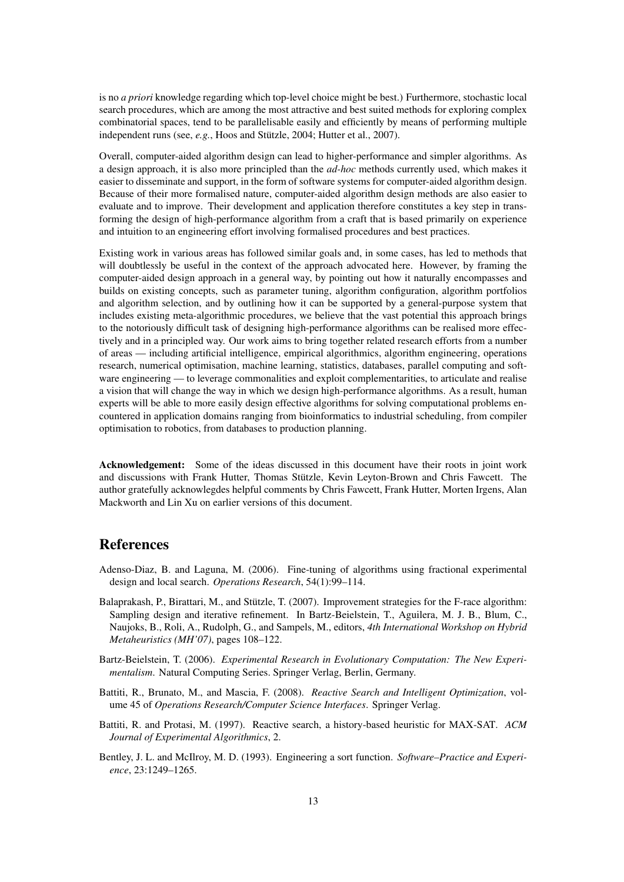is no *a priori* knowledge regarding which top-level choice might be best.) Furthermore, stochastic local search procedures, which are among the most attractive and best suited methods for exploring complex combinatorial spaces, tend to be parallelisable easily and efficiently by means of performing multiple independent runs (see, *e.g.*, Hoos and Stützle, 2004; Hutter et al., 2007).

Overall, computer-aided algorithm design can lead to higher-performance and simpler algorithms. As a design approach, it is also more principled than the *ad-hoc* methods currently used, which makes it easier to disseminate and support, in the form of software systems for computer-aided algorithm design. Because of their more formalised nature, computer-aided algorithm design methods are also easier to evaluate and to improve. Their development and application therefore constitutes a key step in transforming the design of high-performance algorithm from a craft that is based primarily on experience and intuition to an engineering effort involving formalised procedures and best practices.

Existing work in various areas has followed similar goals and, in some cases, has led to methods that will doubtlessly be useful in the context of the approach advocated here. However, by framing the computer-aided design approach in a general way, by pointing out how it naturally encompasses and builds on existing concepts, such as parameter tuning, algorithm configuration, algorithm portfolios and algorithm selection, and by outlining how it can be supported by a general-purpose system that includes existing meta-algorithmic procedures, we believe that the vast potential this approach brings to the notoriously difficult task of designing high-performance algorithms can be realised more effectively and in a principled way. Our work aims to bring together related research efforts from a number of areas — including artificial intelligence, empirical algorithmics, algorithm engineering, operations research, numerical optimisation, machine learning, statistics, databases, parallel computing and software engineering — to leverage commonalities and exploit complementarities, to articulate and realise a vision that will change the way in which we design high-performance algorithms. As a result, human experts will be able to more easily design effective algorithms for solving computational problems encountered in application domains ranging from bioinformatics to industrial scheduling, from compiler optimisation to robotics, from databases to production planning.

**Acknowledgement:** Some of the ideas discussed in this document have their roots in joint work and discussions with Frank Hutter, Thomas Stützle, Kevin Leyton-Brown and Chris Fawcett. The author gratefully acknowlegdes helpful comments by Chris Fawcett, Frank Hutter, Morten Irgens, Alan Mackworth and Lin Xu on earlier versions of this document.

# References

Adenso-Diaz, B. and Laguna, M. (2006). Fine-tuning of algorithms using fractional experimental design and local search. *Operations Research*, 54(1):99–114.

Balaprakash, P., Birattari, M., and Stützle, T. (2007). Improvement strategies for the F-race algorithm: Sampling design and iterative refinement. In Bartz-Beielstein, T., Aguilera, M. J. B., Blum, C., Naujoks, B., Roli, A., Rudolph, G., and Sampels, M., editors, *4th International Workshop on Hybrid Metaheuristics (MH'07)*, pages 108–122.

Bartz-Beielstein, T. (2006). *Experimental Research in Evolutionary Computation: The New Experimentalism*. Natural Computing Series. Springer Verlag, Berlin, Germany.

Battiti, R., Brunato, M., and Mascia, F. (2008). *Reactive Search and Intelligent Optimization*, volume 45 of *Operations Research/Computer Science Interfaces*. Springer Verlag.

Battiti, R. and Protasi, M. (1997). Reactive search, a history-based heuristic for MAX-SAT. *ACM Journal of Experimental Algorithmics*, 2.

Bentley, J. L. and McIlroy, M. D. (1993). Engineering a sort function. *Software–Practice and Experience*, 23:1249–1265.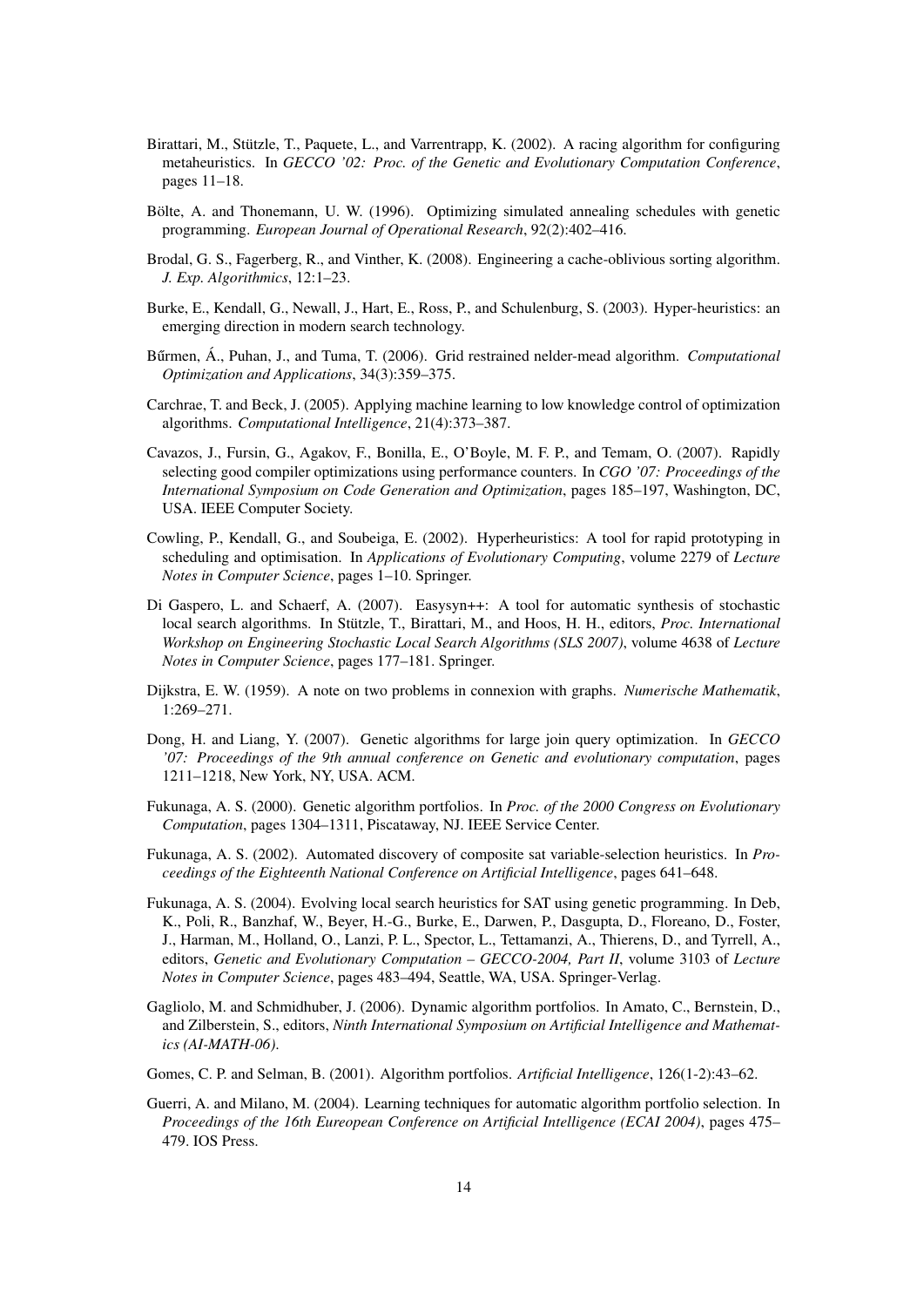Birattari, M., Stützle, T., Paquete, L., and Varrentrapp, K. (2002). A racing algorithm for configuring metaheuristics. In *GECCO '02: Proc. of the Genetic and Evolutionary Computation Conference*, pages 11–18.

Bölte, A. and Thonemann, U. W. (1996). Optimizing simulated annealing schedules with genetic programming. *European Journal of Operational Research*, 92(2):402–416.

Brodal, G. S., Fagerberg, R., and Vinther, K. (2008). Engineering a cache-oblivious sorting algorithm. *J. Exp. Algorithmics*, 12:1–23.

Burke, E., Kendall, G., Newall, J., Hart, E., Ross, P., and Schulenburg, S. (2003). Hyper-heuristics: an emerging direction in modern search technology.

Bűrmen, Á., Puhan, J., and Tuma, T. (2006). Grid restrained nelder-mead algorithm. *Computational Optimization and Applications*, 34(3):359–375.

Carchrae, T. and Beck, J. (2005). Applying machine learning to low knowledge control of optimization algorithms. *Computational Intelligence*, 21(4):373–387.

Cavazos, J., Fursin, G., Agakov, F., Bonilla, E., O'Boyle, M. F. P., and Temam, O. (2007). Rapidly selecting good compiler optimizations using performance counters. In *CGO '07: Proceedings of the International Symposium on Code Generation and Optimization*, pages 185–197, Washington, DC, USA. IEEE Computer Society.

Cowling, P., Kendall, G., and Soubeiga, E. (2002). Hyperheuristics: A tool for rapid prototyping in scheduling and optimisation. In *Applications of Evolutionary Computing*, volume 2279 of *Lecture Notes in Computer Science*, pages 1–10. Springer.

Di Gaspero, L. and Schaerf, A. (2007). Easysyn++: A tool for automatic synthesis of stochastic local search algorithms. In Stützle, T., Birattari, M., and Hoos, H. H., editors, *Proc. International Workshop on Engineering Stochastic Local Search Algorithms (SLS 2007)*, volume 4638 of *Lecture Notes in Computer Science*, pages 177–181. Springer.

Dijkstra, E. W. (1959). A note on two problems in connexion with graphs. *Numerische Mathematik*, 1:269–271.

Dong, H. and Liang, Y. (2007). Genetic algorithms for large join query optimization. In *GECCO '07: Proceedings of the 9th annual conference on Genetic and evolutionary computation*, pages 1211–1218, New York, NY, USA. ACM.

Fukunaga, A. S. (2000). Genetic algorithm portfolios. In *Proc. of the 2000 Congress on Evolutionary Computation*, pages 1304–1311, Piscataway, NJ. IEEE Service Center.

Fukunaga, A. S. (2002). Automated discovery of composite sat variable-selection heuristics. In *Proceedings of the Eighteenth National Conference on Artificial Intelligence*, pages 641–648.

Fukunaga, A. S. (2004). Evolving local search heuristics for SAT using genetic programming. In Deb, K., Poli, R., Banzhaf, W., Beyer, H.-G., Burke, E., Darwen, P., Dasgupta, D., Floreano, D., Foster, J., Harman, M., Holland, O., Lanzi, P. L., Spector, L., Tettamanzi, A., Thierens, D., and Tyrrell, A., editors, *Genetic and Evolutionary Computation – GECCO-2004, Part II*, volume 3103 of *Lecture Notes in Computer Science*, pages 483–494, Seattle, WA, USA. Springer-Verlag.

Gagliolo, M. and Schmidhuber, J. (2006). Dynamic algorithm portfolios. In Amato, C., Bernstein, D., and Zilberstein, S., editors, *Ninth International Symposium on Artificial Intelligence and Mathematics (AI-MATH-06)*.

Gomes, C. P. and Selman, B. (2001). Algorithm portfolios. *Artificial Intelligence*, 126(1-2):43–62.

Guerri, A. and Milano, M. (2004). Learning techniques for automatic algorithm portfolio selection. In *Proceedings of the 16th Eureopean Conference on Artificial Intelligence (ECAI 2004)*, pages 475–479. IOS Press.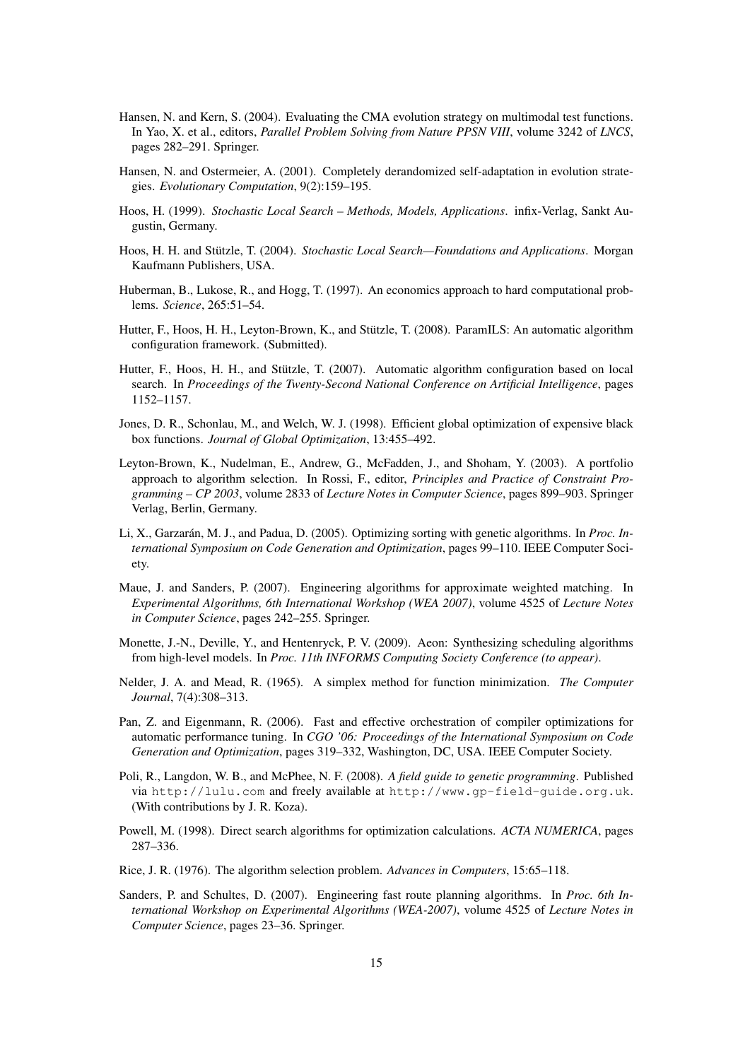Hansen, N. and Kern, S. (2004). Evaluating the CMA evolution strategy on multimodal test functions. In Yao, X. et al., editors, *Parallel Problem Solving from Nature PPSN VIII*, volume 3242 of *LNCS*, pages 282–291. Springer.

Hansen, N. and Ostermeier, A. (2001). Completely derandomized self-adaptation in evolution strategies. *Evolutionary Computation*, 9(2):159–195.

Hoos, H. (1999). *Stochastic Local Search – Methods, Models, Applications*. infix-Verlag, Sankt Augustin, Germany.

Hoos, H. H. and Stützle, T. (2004). *Stochastic Local Search—Foundations and Applications*. Morgan Kaufmann Publishers, USA.

Huberman, B., Lukose, R., and Hogg, T. (1997). An economics approach to hard computational problems. *Science*, 265:51–54.

Hutter, F., Hoos, H. H., Leyton-Brown, K., and Stützle, T. (2008). ParamILS: An automatic algorithm configuration framework. (Submitted).

Hutter, F., Hoos, H. H., and Stützle, T. (2007). Automatic algorithm configuration based on local search. In *Proceedings of the Twenty-Second National Conference on Artificial Intelligence*, pages 1152–1157.

Jones, D. R., Schonlau, M., and Welch, W. J. (1998). Efficient global optimization of expensive black box functions. *Journal of Global Optimization*, 13:455–492.

Leyton-Brown, K., Nudelman, E., Andrew, G., McFadden, J., and Shoham, Y. (2003). A portfolio approach to algorithm selection. In Rossi, F., editor, *Principles and Practice of Constraint Programming – CP 2003*, volume 2833 of *Lecture Notes in Computer Science*, pages 899–903. Springer Verlag, Berlin, Germany.

Li, X., Garzarán, M. J., and Padua, D. (2005). Optimizing sorting with genetic algorithms. In *Proc. International Symposium on Code Generation and Optimization*, pages 99–110. IEEE Computer Society.

Maue, J. and Sanders, P. (2007). Engineering algorithms for approximate weighted matching. In *Experimental Algorithms, 6th International Workshop (WEA 2007)*, volume 4525 of *Lecture Notes in Computer Science*, pages 242–255. Springer.

Monette, J.-N., Deville, Y., and Hentenryck, P. V. (2009). Aeon: Synthesizing scheduling algorithms from high-level models. In *Proc. 11th INFORMS Computing Society Conference (to appear)*.

Nelder, J. A. and Mead, R. (1965). A simplex method for function minimization. *The Computer Journal*, 7(4):308–313.

Pan, Z. and Eigenmann, R. (2006). Fast and effective orchestration of compiler optimizations for automatic performance tuning. In *CGO '06: Proceedings of the International Symposium on Code Generation and Optimization*, pages 319–332, Washington, DC, USA. IEEE Computer Society.

Poli, R., Langdon, W. B., and McPhee, N. F. (2008). *A field guide to genetic programming*. Published via http://lulu.com and freely available at http://www.gp-field-guide.org.uk. (With contributions by J. R. Koza).

Powell, M. (1998). Direct search algorithms for optimization calculations. *ACTA NUMERICA*, pages 287–336.

Rice, J. R. (1976). The algorithm selection problem. *Advances in Computers*, 15:65–118.

Sanders, P. and Schultes, D. (2007). Engineering fast route planning algorithms. In *Proc. 6th International Workshop on Experimental Algorithms (WEA-2007)*, volume 4525 of *Lecture Notes in Computer Science*, pages 23–36. Springer.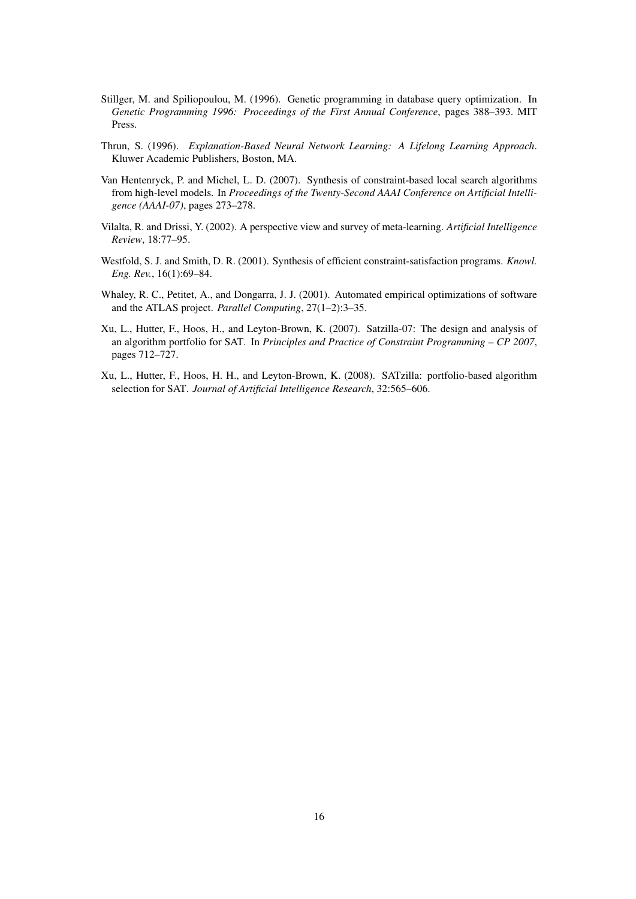Stillger, M. and Spiliopoulou, M. (1996). Genetic programming in database query optimization. In *Genetic Programming 1996: Proceedings of the First Annual Conference*, pages 388–393. MIT Press.

Thrun, S. (1996). *Explanation-Based Neural Network Learning: A Lifelong Learning Approach*. Kluwer Academic Publishers, Boston, MA.

Van Hentenryck, P. and Michel, L. D. (2007). Synthesis of constraint-based local search algorithms from high-level models. In *Proceedings of the Twenty-Second AAAI Conference on Artificial Intelligence (AAAI-07)*, pages 273–278.

Vilalta, R. and Drissi, Y. (2002). A perspective view and survey of meta-learning. *Artificial Intelligence Review*, 18:77–95.

Westfold, S. J. and Smith, D. R. (2001). Synthesis of efficient constraint-satisfaction programs. *Knowl. Eng. Rev.*, 16(1):69–84.

Whaley, R. C., Petitet, A., and Dongarra, J. J. (2001). Automated empirical optimizations of software and the ATLAS project. *Parallel Computing*, 27(1–2):3–35.

Xu, L., Hutter, F., Hoos, H., and Leyton-Brown, K. (2007). Satzilla-07: The design and analysis of an algorithm portfolio for SAT. In *Principles and Practice of Constraint Programming – CP 2007*, pages 712–727.

Xu, L., Hutter, F., Hoos, H. H., and Leyton-Brown, K. (2008). SATzilla: portfolio-based algorithm selection for SAT. *Journal of Artificial Intelligence Research*, 32:565–606.